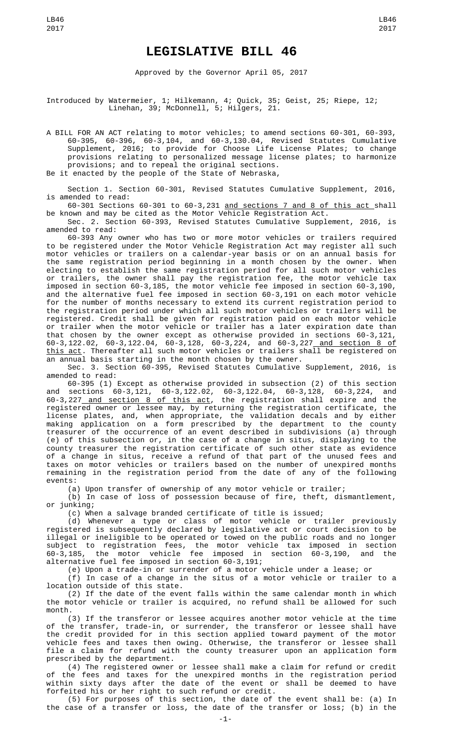# LEGISLATIVE BILL 46

Approved by the Governor April 05, 2017

Introduced by Watermeier, 1; Hilkemann, 4; Quick, 35; Geist, 25; Riepe, 12; Linehan, 39; McDonnell, 5; Hilgers, 21.

A BILL FOR AN ACT relating to motor vehicles; to amend sections 60-301, 60-393, 60-395, 60-396, 60-3,104, and 60-3,130.04, Revised Statutes Cumulative Supplement, 2016; to provide for Choose Life License Plates; to change provisions relating to personalized message license plates; to harmonize provisions; and to repeal the original sections.

Be it enacted by the people of the State of Nebraska,

Section 1. Section 60-301, Revised Statutes Cumulative Supplement, 2016, is amended to read:

60-301 Sections 60-301 to 60-3,231 and sections 7 and 8 of this act shall be known and may be cited as the Motor Vehicle Registration Act.

Sec. 2. Section 60-393, Revised Statutes Cumulative Supplement, 2016, is amended to read:

60-393 Any owner who has two or more motor vehicles or trailers required to be registered under the Motor Vehicle Registration Act may register all such motor vehicles or trailers on a calendar-year basis or on an annual basis for the same registration period beginning in a month chosen by the owner. When electing to establish the same registration period for all such motor vehicles or trailers, the owner shall pay the registration fee, the motor vehicle tax imposed in section 60-3,185, the motor vehicle fee imposed in section 60-3,190, and the alternative fuel fee imposed in section 60-3,191 on each motor vehicle for the number of months necessary to extend its current registration period to the registration period under which all such motor vehicles or trailers will be registered. Credit shall be given for registration paid on each motor vehicle or trailer when the motor vehicle or trailer has a later expiration date than that chosen by the owner except as otherwise provided in sections 60-3,121, 60-3,122.02, 60-3,122.04, 60-3,128, 60-3,224, and 60-3,227 and section 8 of this act. Thereafter all such motor vehicles or trailers shall be registered on an annual basis starting in the month chosen by the owner.

Sec. 3. Section 60-395, Revised Statutes Cumulative Supplement, 2016, is amended to read:

60-395 (1) Except as otherwise provided in subsection (2) of this section and sections 60-3,121, 60-3,122.02, 60-3,122.04, 60-3,128, 60-3,224, and 60-3,227 and section 8 of this act, the registration shall expire and the registered owner or lessee may, by returning the registration certificate, the license plates, and, when appropriate, the validation decals and by either making application on a form prescribed by the department to the county treasurer of the occurrence of an event described in subdivisions (a) through (e) of this subsection or, in the case of a change in situs, displaying to the county treasurer the registration certificate of such other state as evidence of a change in situs, receive a refund of that part of the unused fees and taxes on motor vehicles or trailers based on the number of unexpired months remaining in the registration period from the date of any of the following events:

(a) Upon transfer of ownership of any motor vehicle or trailer;

(b) In case of loss of possession because of fire, theft, dismantlement, or junking;

(c) When a salvage branded certificate of title is issued;

(d) Whenever a type or class of motor vehicle or trailer previously registered is subsequently declared by legislative act or court decision to be illegal or ineligible to be operated or towed on the public roads and no longer subject to registration fees, the motor vehicle tax imposed in section 60-3,185, the motor vehicle fee imposed in section 60-3,190, and the alternative fuel fee imposed in section 60-3,191;

(e) Upon a trade-in or surrender of a motor vehicle under a lease; or

(f) In case of a change in the situs of a motor vehicle or trailer to a location outside of this state.

(2) If the date of the event falls within the same calendar month in which the motor vehicle or trailer is acquired, no refund shall be allowed for such month.

(3) If the transferor or lessee acquires another motor vehicle at the time of the transfer, trade-in, or surrender, the transferor or lessee shall have the credit provided for in this section applied toward payment of the motor vehicle fees and taxes then owing. Otherwise, the transferor or lessee shall file a claim for refund with the county treasurer upon an application form prescribed by the department.

(4) The registered owner or lessee shall make a claim for refund or credit of the fees and taxes for the unexpired months in the registration period within sixty days after the date of the event or shall be deemed to have forfeited his or her right to such refund or credit.

(5) For purposes of this section, the date of the event shall be: (a) In the case of a transfer or loss, the date of the transfer or loss; (b) in the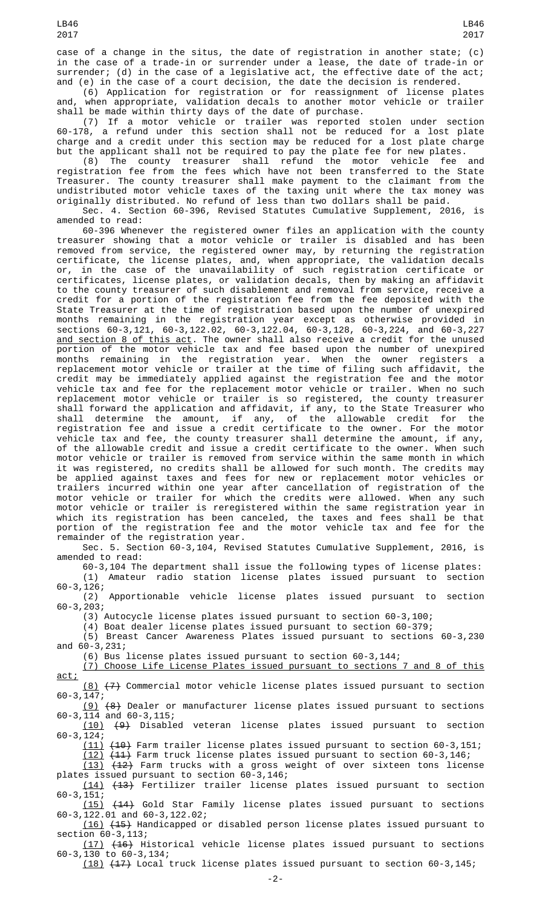case of a change in the situs, the date of registration in another state; (c) in the case of a trade-in or surrender under a lease, the date of trade-in or surrender; (d) in the case of a legislative act, the effective date of the act; and (e) in the case of a court decision, the date the decision is rendered.

(6) Application for registration or for reassignment of license plates and, when appropriate, validation decals to another motor vehicle or trailer shall be made within thirty days of the date of purchase.

(7) If a motor vehicle or trailer was reported stolen under section 60-178, a refund under this section shall not be reduced for a lost plate charge and a credit under this section may be reduced for a lost plate charge but the applicant shall not be required to pay the plate fee for new plates.

(8) The county treasurer shall refund the motor vehicle fee and registration fee from the fees which have not been transferred to the State Treasurer. The county treasurer shall make payment to the claimant from the undistributed motor vehicle taxes of the taxing unit where the tax money was originally distributed. No refund of less than two dollars shall be paid.

Sec. 4. Section 60-396, Revised Statutes Cumulative Supplement, 2016, is amended to read:

60-396 Whenever the registered owner files an application with the county treasurer showing that a motor vehicle or trailer is disabled and has been removed from service, the registered owner may, by returning the registration certificate, the license plates, and, when appropriate, the validation decals or, in the case of the unavailability of such registration certificate or certificates, license plates, or validation decals, then by making an affidavit to the county treasurer of such disablement and removal from service, receive a credit for a portion of the registration fee from the fee deposited with the State Treasurer at the time of registration based upon the number of unexpired months remaining in the registration year except as otherwise provided in sections 60-3,121, 60-3,122.02, 60-3,122.04, 60-3,128, 60-3,224, and 60-3,227 and section 8 of this act. The owner shall also receive a credit for the unused portion of the motor vehicle tax and fee based upon the number of unexpired months remaining in the registration year. When the owner registers a replacement motor vehicle or trailer at the time of filing such affidavit, the credit may be immediately applied against the registration fee and the motor vehicle tax and fee for the replacement motor vehicle or trailer. When no such replacement motor vehicle or trailer is so registered, the county treasurer shall forward the application and affidavit, if any, to the State Treasurer who shall determine the amount, if any, of the allowable credit for the registration fee and issue a credit certificate to the owner. For the motor vehicle tax and fee, the county treasurer shall determine the amount, if any, of the allowable credit and issue a credit certificate to the owner. When such motor vehicle or trailer is removed from service within the same month in which it was registered, no credits shall be allowed for such month. The credits may be applied against taxes and fees for new or replacement motor vehicles or trailers incurred within one year after cancellation of registration of the motor vehicle or trailer for which the credits were allowed. When any such motor vehicle or trailer is reregistered within the same registration year in which its registration has been canceled, the taxes and fees shall be that portion of the registration fee and the motor vehicle tax and fee for the remainder of the registration year.

Sec. 5. Section 60-3,104, Revised Statutes Cumulative Supplement, 2016, is amended to read:

60-3,104 The department shall issue the following types of license plates:

(1) Amateur radio station license plates issued pursuant to section 60-3,126;

(2) Apportionable vehicle license plates issued pursuant to section 60-3,203;

(3) Autocycle license plates issued pursuant to section 60-3,100;

(4) Boat dealer license plates issued pursuant to section 60-379;

(5) Breast Cancer Awareness Plates issued pursuant to sections 60-3,230 and 60-3,231;

(6) Bus license plates issued pursuant to section 60-3,144;

(7) Choose Life License Plates issued pursuant to sections 7 and 8 of this act;

(8) ~~(7)~~ Commercial motor vehicle license plates issued pursuant to section 60-3,147;

(9) ~~(8)~~ Dealer or manufacturer license plates issued pursuant to sections 60-3,114 and 60-3,115;

(10) ~~(9)~~ Disabled veteran license plates issued pursuant to section 60-3,124;

(11) ~~(10)~~ Farm trailer license plates issued pursuant to section 60-3,151;

(12) ~~(11)~~ Farm truck license plates issued pursuant to section 60-3,146;

(13) ~~(12)~~ Farm trucks with a gross weight of over sixteen tons license plates issued pursuant to section 60-3,146;

(14) ~~(13)~~ Fertilizer trailer license plates issued pursuant to section 60-3,151;

(15) ~~(14)~~ Gold Star Family license plates issued pursuant to sections 60-3,122.01 and 60-3,122.02;

(16) ~~(15)~~ Handicapped or disabled person license plates issued pursuant to section 60-3,113;

(17) ~~(16)~~ Historical vehicle license plates issued pursuant to sections 60-3,130 to 60-3,134;

(18) ~~(17)~~ Local truck license plates issued pursuant to section 60-3,145;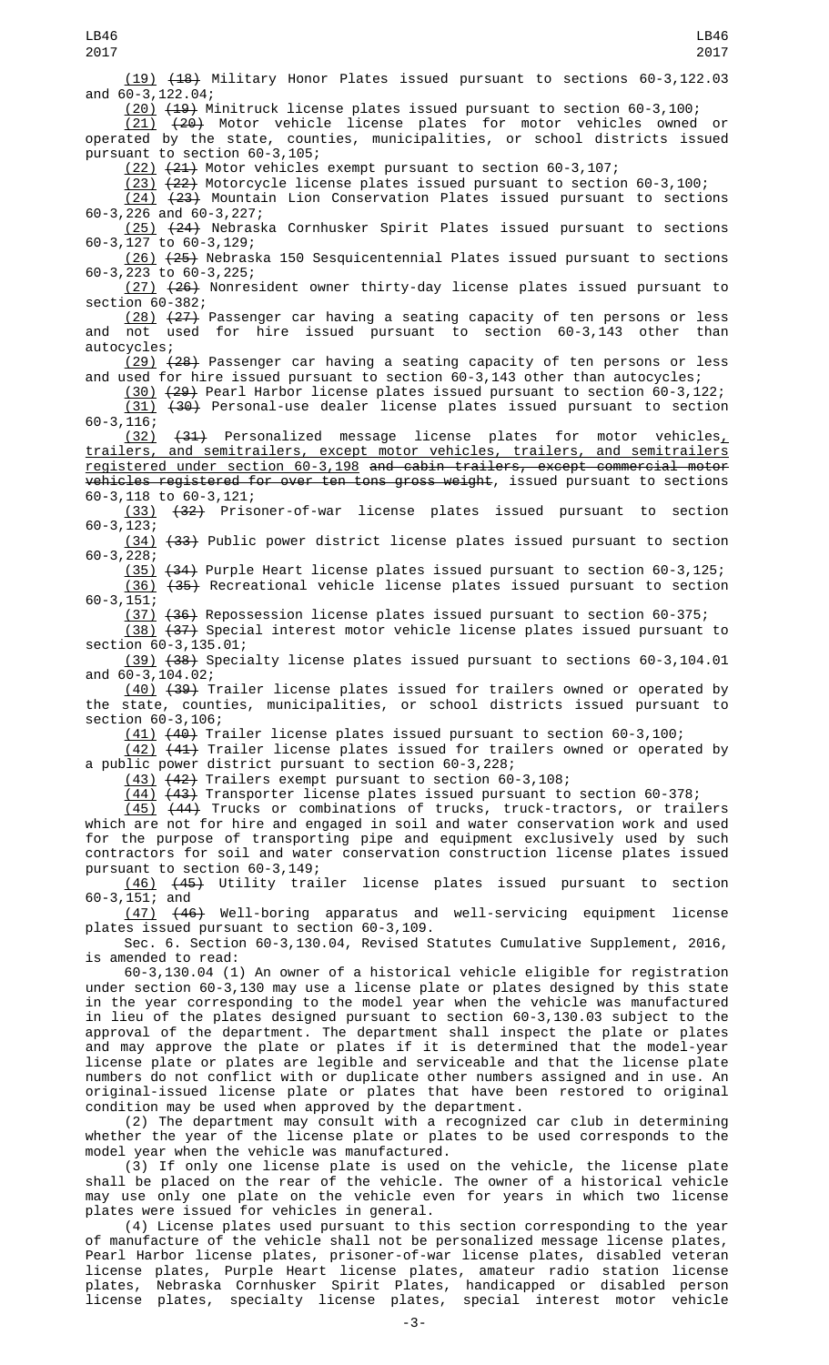(19) (18) Military Honor Plates issued pursuant to sections 60-3,122.03 and 60-3,122.04;

(20) (19) Minitruck license plates issued pursuant to section 60-3,100;

(21) (20) Motor vehicle license plates for motor vehicles owned or operated by the state, counties, municipalities, or school districts issued pursuant to section 60-3,105;

(22) (21) Motor vehicles exempt pursuant to section 60-3,107;

(23) (22) Motorcycle license plates issued pursuant to section 60-3,100;

(24) (23) Mountain Lion Conservation Plates issued pursuant to sections 60-3,226 and 60-3,227;

(25) (24) Nebraska Cornhusker Spirit Plates issued pursuant to sections 60-3,127 to 60-3,129;

(26) (25) Nebraska 150 Sesquicentennial Plates issued pursuant to sections 60-3,223 to 60-3,225;

(27) (26) Nonresident owner thirty-day license plates issued pursuant to section 60-382;

(28) (27) Passenger car having a seating capacity of ten persons or less and not used for hire issued pursuant to section 60-3,143 other than autocycles;

(29) (28) Passenger car having a seating capacity of ten persons or less and used for hire issued pursuant to section 60-3,143 other than autocycles;

(30) (29) Pearl Harbor license plates issued pursuant to section 60-3,122;

(31) (30) Personal-use dealer license plates issued pursuant to section 60-3,116;

(32) (31) Personalized message license plates for motor vehicles, trailers, and semitrailers, except motor vehicles, trailers, and semitrailers registered under section 60-3,198 and cabin trailers, except commercial motor vehicles registered for over ten tons gross weight, issued pursuant to sections 60-3,118 to 60-3,121;

(33) (32) Prisoner-of-war license plates issued pursuant to section 60-3,123;

(34) (33) Public power district license plates issued pursuant to section 60-3,228;

(35) (34) Purple Heart license plates issued pursuant to section 60-3,125;

(36) (35) Recreational vehicle license plates issued pursuant to section 60-3,151;

(37) (36) Repossession license plates issued pursuant to section 60-375;

(38) (37) Special interest motor vehicle license plates issued pursuant to section 60-3,135.01;

(39) (38) Specialty license plates issued pursuant to sections 60-3,104.01 and 60-3,104.02;

(40) (39) Trailer license plates issued for trailers owned or operated by the state, counties, municipalities, or school districts issued pursuant to section 60-3,106;

(41) (40) Trailer license plates issued pursuant to section 60-3,100;

(42) (41) Trailer license plates issued for trailers owned or operated by a public power district pursuant to section 60-3,228;

(43) (42) Trailers exempt pursuant to section 60-3,108;

(44) (43) Transporter license plates issued pursuant to section 60-378;

(45) (44) Trucks or combinations of trucks, truck-tractors, or trailers which are not for hire and engaged in soil and water conservation work and used for the purpose of transporting pipe and equipment exclusively used by such contractors for soil and water conservation construction license plates issued pursuant to section 60-3,149;

(46) (45) Utility trailer license plates issued pursuant to section 60-3,151; and

(47) (46) Well-boring apparatus and well-servicing equipment license plates issued pursuant to section 60-3,109.

Sec. 6. Section 60-3,130.04, Revised Statutes Cumulative Supplement, 2016, is amended to read:

60-3,130.04 (1) An owner of a historical vehicle eligible for registration under section 60-3,130 may use a license plate or plates designed by this state in the year corresponding to the model year when the vehicle was manufactured in lieu of the plates designed pursuant to section 60-3,130.03 subject to the approval of the department. The department shall inspect the plate or plates and may approve the plate or plates if it is determined that the model-year license plate or plates are legible and serviceable and that the license plate numbers do not conflict with or duplicate other numbers assigned and in use. An original-issued license plate or plates that have been restored to original condition may be used when approved by the department.

(2) The department may consult with a recognized car club in determining whether the year of the license plate or plates to be used corresponds to the model year when the vehicle was manufactured.

(3) If only one license plate is used on the vehicle, the license plate shall be placed on the rear of the vehicle. The owner of a historical vehicle may use only one plate on the vehicle even for years in which two license plates were issued for vehicles in general.

(4) License plates used pursuant to this section corresponding to the year of manufacture of the vehicle shall not be personalized message license plates, Pearl Harbor license plates, prisoner-of-war license plates, disabled veteran license plates, Purple Heart license plates, amateur radio station license plates, Nebraska Cornhusker Spirit Plates, handicapped or disabled person license plates, specialty license plates, special interest motor vehicle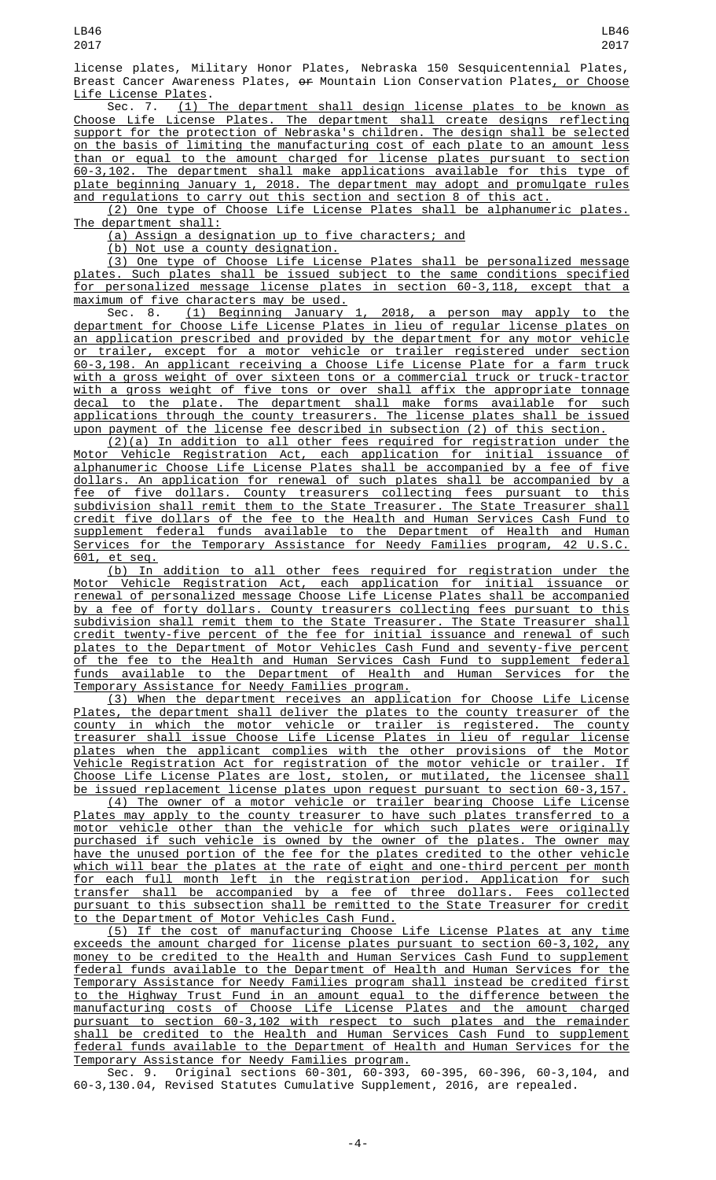license plates, Military Honor Plates, Nebraska 150 Sesquicentennial Plates, Breast Cancer Awareness Plates, ~~or~~ Mountain Lion Conservation Plates, or Choose Life License Plates.

Sec. 7. (1) The department shall design license plates to be known as Choose Life License Plates. The department shall create designs reflecting support for the protection of Nebraska's children. The design shall be selected on the basis of limiting the manufacturing cost of each plate to an amount less than or equal to the amount charged for license plates pursuant to section 60-3,102. The department shall make applications available for this type of plate beginning January 1, 2018. The department may adopt and promulgate rules and regulations to carry out this section and section 8 of this act.

(2) One type of Choose Life License Plates shall be alphanumeric plates. The department shall:

(a) Assign a designation up to five characters; and

(b) Not use a county designation.

(3) One type of Choose Life License Plates shall be personalized message plates. Such plates shall be issued subject to the same conditions specified for personalized message license plates in section 60-3,118, except that a maximum of five characters may be used.

Sec. 8. (1) Beginning January 1, 2018, a person may apply to the department for Choose Life License Plates in lieu of regular license plates on an application prescribed and provided by the department for any motor vehicle or trailer, except for a motor vehicle or trailer registered under section 60-3,198. An applicant receiving a Choose Life License Plate for a farm truck with a gross weight of over sixteen tons or a commercial truck or truck-tractor with a gross weight of five tons or over shall affix the appropriate tonnage decal to the plate. The department shall make forms available for such applications through the county treasurers. The license plates shall be issued upon payment of the license fee described in subsection (2) of this section.

(2)(a) In addition to all other fees required for registration under the Motor Vehicle Registration Act, each application for initial issuance of alphanumeric Choose Life License Plates shall be accompanied by a fee of five dollars. An application for renewal of such plates shall be accompanied by a fee of five dollars. County treasurers collecting fees pursuant to this subdivision shall remit them to the State Treasurer. The State Treasurer shall credit five dollars of the fee to the Health and Human Services Cash Fund to supplement federal funds available to the Department of Health and Human Services for the Temporary Assistance for Needy Families program, 42 U.S.C. 601, et seq.

(b) In addition to all other fees required for registration under the Motor Vehicle Registration Act, each application for initial issuance or renewal of personalized message Choose Life License Plates shall be accompanied by a fee of forty dollars. County treasurers collecting fees pursuant to this subdivision shall remit them to the State Treasurer. The State Treasurer shall credit twenty-five percent of the fee for initial issuance and renewal of such plates to the Department of Motor Vehicles Cash Fund and seventy-five percent of the fee to the Health and Human Services Cash Fund to supplement federal funds available to the Department of Health and Human Services for the Temporary Assistance for Needy Families program.

(3) When the department receives an application for Choose Life License Plates, the department shall deliver the plates to the county treasurer of the county in which the motor vehicle or trailer is registered. The county treasurer shall issue Choose Life License Plates in lieu of regular license plates when the applicant complies with the other provisions of the Motor Vehicle Registration Act for registration of the motor vehicle or trailer. If Choose Life License Plates are lost, stolen, or mutilated, the licensee shall be issued replacement license plates upon request pursuant to section 60-3,157.

(4) The owner of a motor vehicle or trailer bearing Choose Life License Plates may apply to the county treasurer to have such plates transferred to a motor vehicle other than the vehicle for which such plates were originally purchased if such vehicle is owned by the owner of the plates. The owner may have the unused portion of the fee for the plates credited to the other vehicle which will bear the plates at the rate of eight and one-third percent per month for each full month left in the registration period. Application for such transfer shall be accompanied by a fee of three dollars. Fees collected pursuant to this subsection shall be remitted to the State Treasurer for credit to the Department of Motor Vehicles Cash Fund.

(5) If the cost of manufacturing Choose Life License Plates at any time exceeds the amount charged for license plates pursuant to section 60-3,102, any money to be credited to the Health and Human Services Cash Fund to supplement federal funds available to the Department of Health and Human Services for the Temporary Assistance for Needy Families program shall instead be credited first to the Highway Trust Fund in an amount equal to the difference between the manufacturing costs of Choose Life License Plates and the amount charged pursuant to section 60-3,102 with respect to such plates and the remainder shall be credited to the Health and Human Services Cash Fund to supplement federal funds available to the Department of Health and Human Services for the Temporary Assistance for Needy Families program.

Sec. 9. Original sections 60-301, 60-393, 60-395, 60-396, 60-3,104, and 60-3,130.04, Revised Statutes Cumulative Supplement, 2016, are repealed.